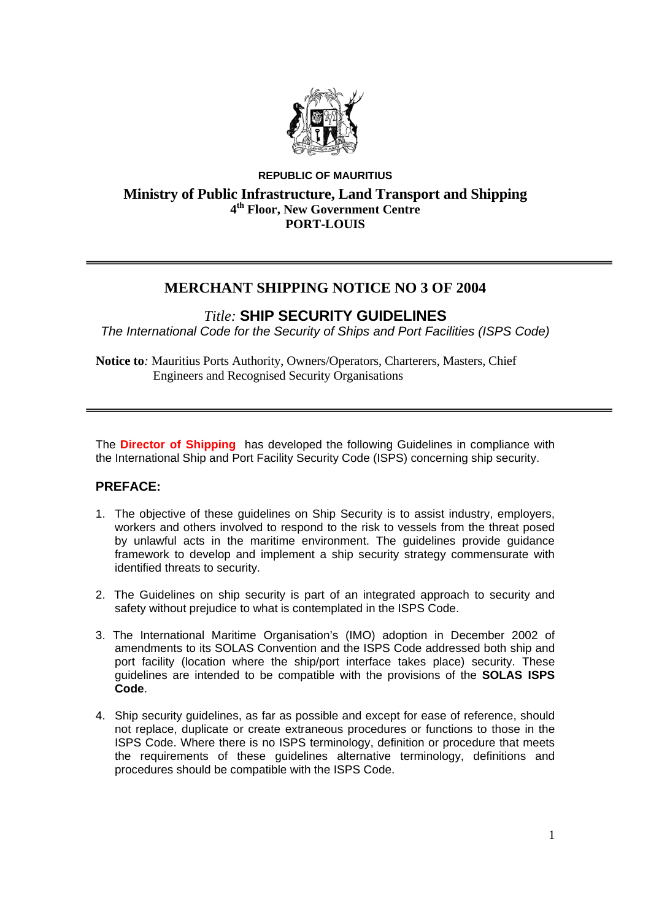**REPUBLIC OF MAURITIUS**

**Ministry of Public Infrastructure, Land Transport and Shipping**
**4th Floor, New Government Centre**
**PORT-LOUIS**

---

# MERCHANT SHIPPING NOTICE NO 3 OF 2004

## *Title:* SHIP SECURITY GUIDELINES

*The International Code for the Security of Ships and Port Facilities (ISPS Code)*

**Notice to***:* Mauritius Ports Authority, Owners/Operators, Charterers, Masters, Chief Engineers and Recognised Security Organisations

---

The **Director of Shipping** has developed the following Guidelines in compliance with the International Ship and Port Facility Security Code (ISPS) concerning ship security.

### PREFACE:

1. The objective of these guidelines on Ship Security is to assist industry, employers, workers and others involved to respond to the risk to vessels from the threat posed by unlawful acts in the maritime environment. The guidelines provide guidance framework to develop and implement a ship security strategy commensurate with identified threats to security.

2. The Guidelines on ship security is part of an integrated approach to security and safety without prejudice to what is contemplated in the ISPS Code.

3. The International Maritime Organisation's (IMO) adoption in December 2002 of amendments to its SOLAS Convention and the ISPS Code addressed both ship and port facility (location where the ship/port interface takes place) security. These guidelines are intended to be compatible with the provisions of the **SOLAS ISPS Code**.

4. Ship security guidelines, as far as possible and except for ease of reference, should not replace, duplicate or create extraneous procedures or functions to those in the ISPS Code. Where there is no ISPS terminology, definition or procedure that meets the requirements of these guidelines alternative terminology, definitions and procedures should be compatible with the ISPS Code.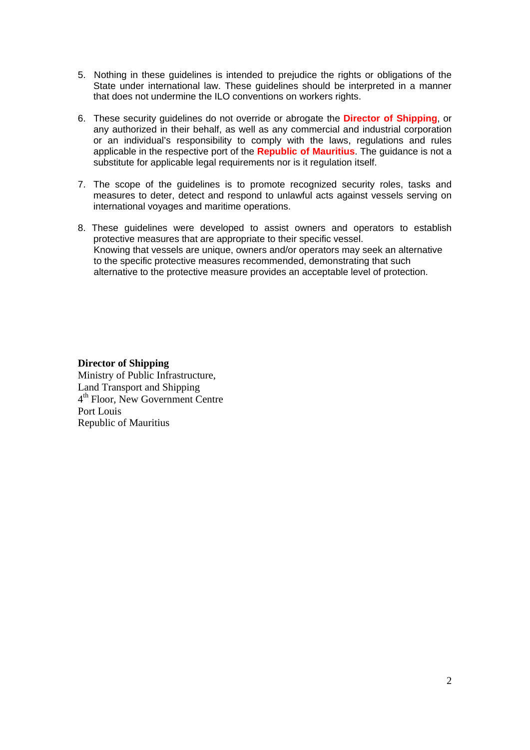5. Nothing in these guidelines is intended to prejudice the rights or obligations of the State under international law. These guidelines should be interpreted in a manner that does not undermine the ILO conventions on workers rights.

6. These security guidelines do not override or abrogate the **Director of Shipping**, or any authorized in their behalf, as well as any commercial and industrial corporation or an individual's responsibility to comply with the laws, regulations and rules applicable in the respective port of the **Republic of Mauritius**. The guidance is not a substitute for applicable legal requirements nor is it regulation itself.

7. The scope of the guidelines is to promote recognized security roles, tasks and measures to deter, detect and respond to unlawful acts against vessels serving on international voyages and maritime operations.

8. These guidelines were developed to assist owners and operators to establish protective measures that are appropriate to their specific vessel.
   Knowing that vessels are unique, owners and/or operators may seek an alternative to the specific protective measures recommended, demonstrating that such alternative to the protective measure provides an acceptable level of protection.

**Director of Shipping**
Ministry of Public Infrastructure,
Land Transport and Shipping
4th Floor, New Government Centre
Port Louis
Republic of Mauritius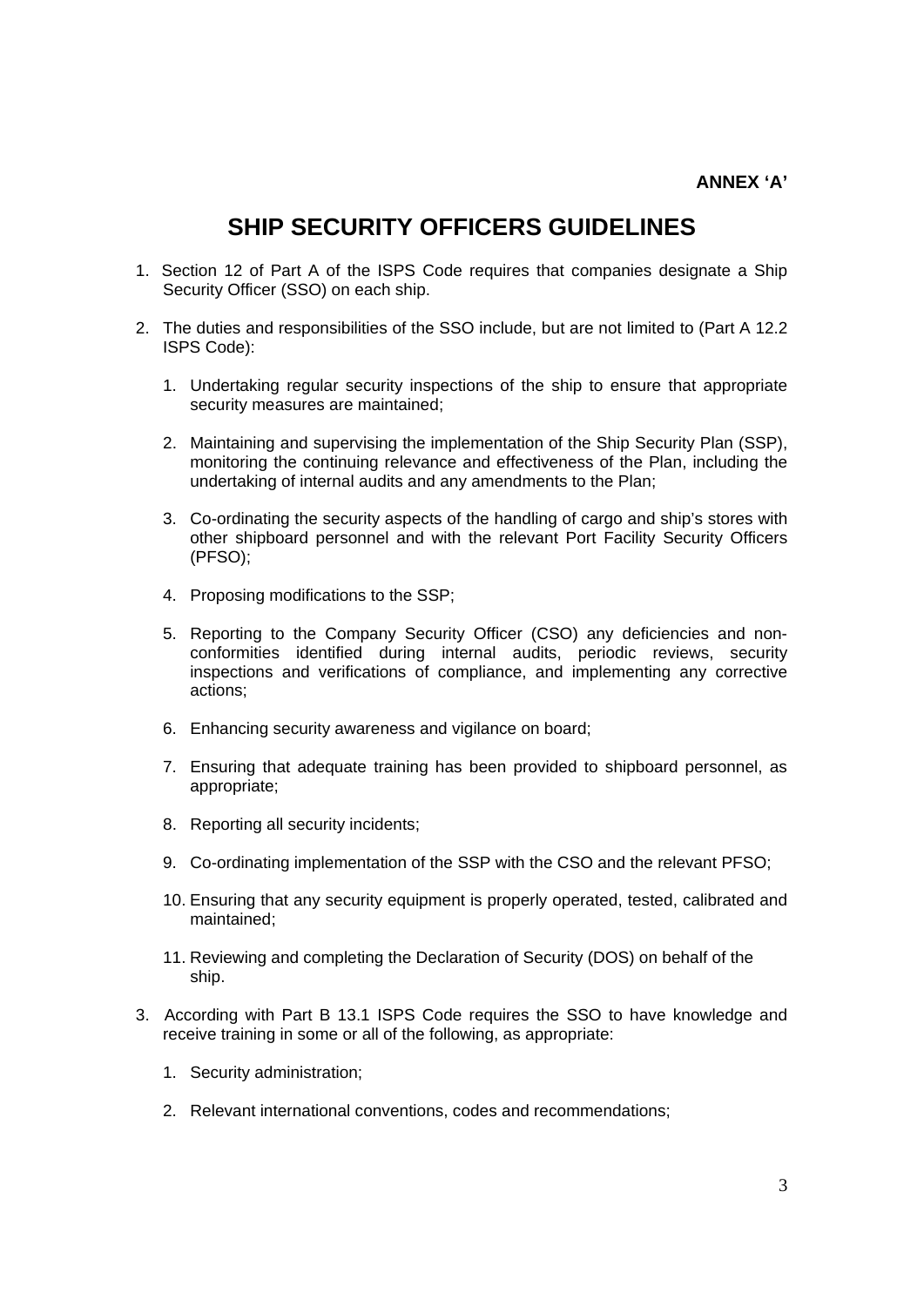**ANNEX 'A'**

# SHIP SECURITY OFFICERS GUIDELINES

1. Section 12 of Part A of the ISPS Code requires that companies designate a Ship Security Officer (SSO) on each ship.

2. The duties and responsibilities of the SSO include, but are not limited to (Part A 12.2 ISPS Code):

    1. Undertaking regular security inspections of the ship to ensure that appropriate security measures are maintained;

    2. Maintaining and supervising the implementation of the Ship Security Plan (SSP), monitoring the continuing relevance and effectiveness of the Plan, including the undertaking of internal audits and any amendments to the Plan;

    3. Co-ordinating the security aspects of the handling of cargo and ship's stores with other shipboard personnel and with the relevant Port Facility Security Officers (PFSO);

    4. Proposing modifications to the SSP;

    5. Reporting to the Company Security Officer (CSO) any deficiencies and non-conformities identified during internal audits, periodic reviews, security inspections and verifications of compliance, and implementing any corrective actions;

    6. Enhancing security awareness and vigilance on board;

    7. Ensuring that adequate training has been provided to shipboard personnel, as appropriate;

    8. Reporting all security incidents;

    9. Co-ordinating implementation of the SSP with the CSO and the relevant PFSO;

    10. Ensuring that any security equipment is properly operated, tested, calibrated and maintained;

    11. Reviewing and completing the Declaration of Security (DOS) on behalf of the ship.

3. According with Part B 13.1 ISPS Code requires the SSO to have knowledge and receive training in some or all of the following, as appropriate:

    1. Security administration;

    2. Relevant international conventions, codes and recommendations;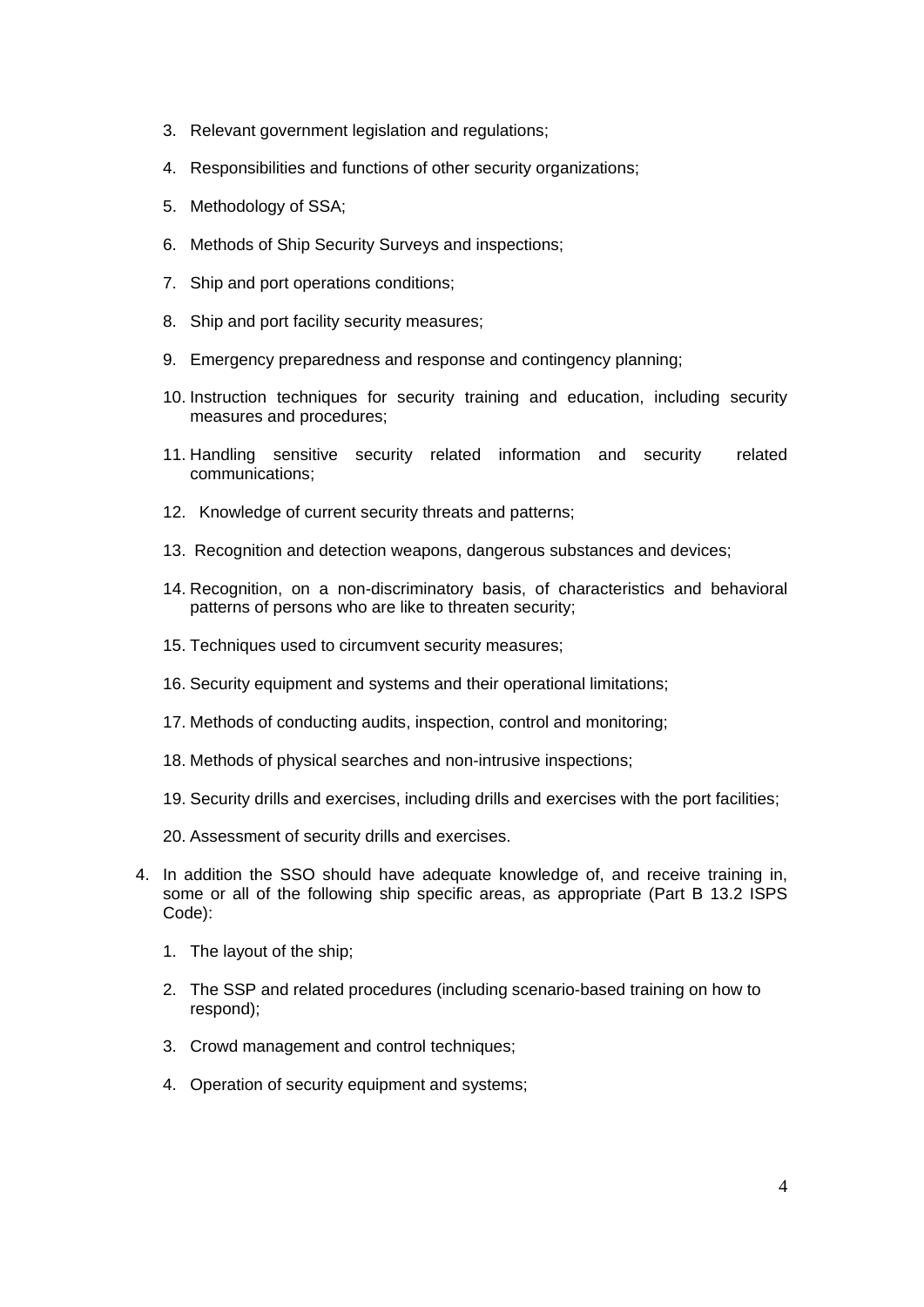3. Relevant government legislation and regulations;
4. Responsibilities and functions of other security organizations;
5. Methodology of SSA;
6. Methods of Ship Security Surveys and inspections;
7. Ship and port operations conditions;
8. Ship and port facility security measures;
9. Emergency preparedness and response and contingency planning;
10. Instruction techniques for security training and education, including security measures and procedures;
11. Handling sensitive security related information and security related communications;
12. Knowledge of current security threats and patterns;
13. Recognition and detection weapons, dangerous substances and devices;
14. Recognition, on a non-discriminatory basis, of characteristics and behavioral patterns of persons who are like to threaten security;
15. Techniques used to circumvent security measures;
16. Security equipment and systems and their operational limitations;
17. Methods of conducting audits, inspection, control and monitoring;
18. Methods of physical searches and non-intrusive inspections;
19. Security drills and exercises, including drills and exercises with the port facilities;
20. Assessment of security drills and exercises.

4. In addition the SSO should have adequate knowledge of, and receive training in, some or all of the following ship specific areas, as appropriate (Part B 13.2 ISPS Code):

    1. The layout of the ship;
    2. The SSP and related procedures (including scenario-based training on how to respond);
    3. Crowd management and control techniques;
    4. Operation of security equipment and systems;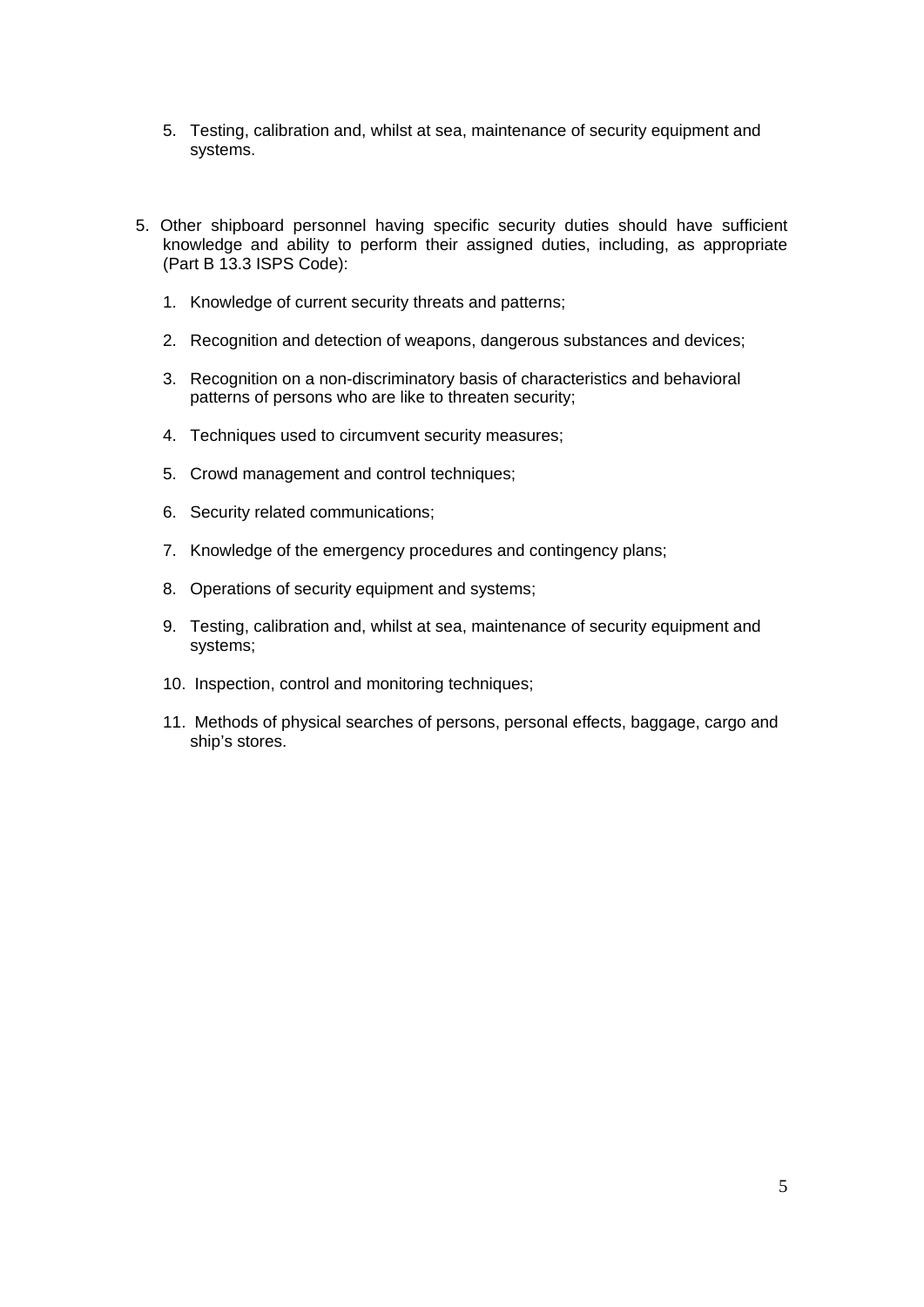5. Testing, calibration and, whilst at sea, maintenance of security equipment and systems.

5. Other shipboard personnel having specific security duties should have sufficient knowledge and ability to perform their assigned duties, including, as appropriate (Part B 13.3 ISPS Code):

    1. Knowledge of current security threats and patterns;

    2. Recognition and detection of weapons, dangerous substances and devices;

    3. Recognition on a non-discriminatory basis of characteristics and behavioral patterns of persons who are like to threaten security;

    4. Techniques used to circumvent security measures;

    5. Crowd management and control techniques;

    6. Security related communications;

    7. Knowledge of the emergency procedures and contingency plans;

    8. Operations of security equipment and systems;

    9. Testing, calibration and, whilst at sea, maintenance of security equipment and systems;

    10. Inspection, control and monitoring techniques;

    11. Methods of physical searches of persons, personal effects, baggage, cargo and ship's stores.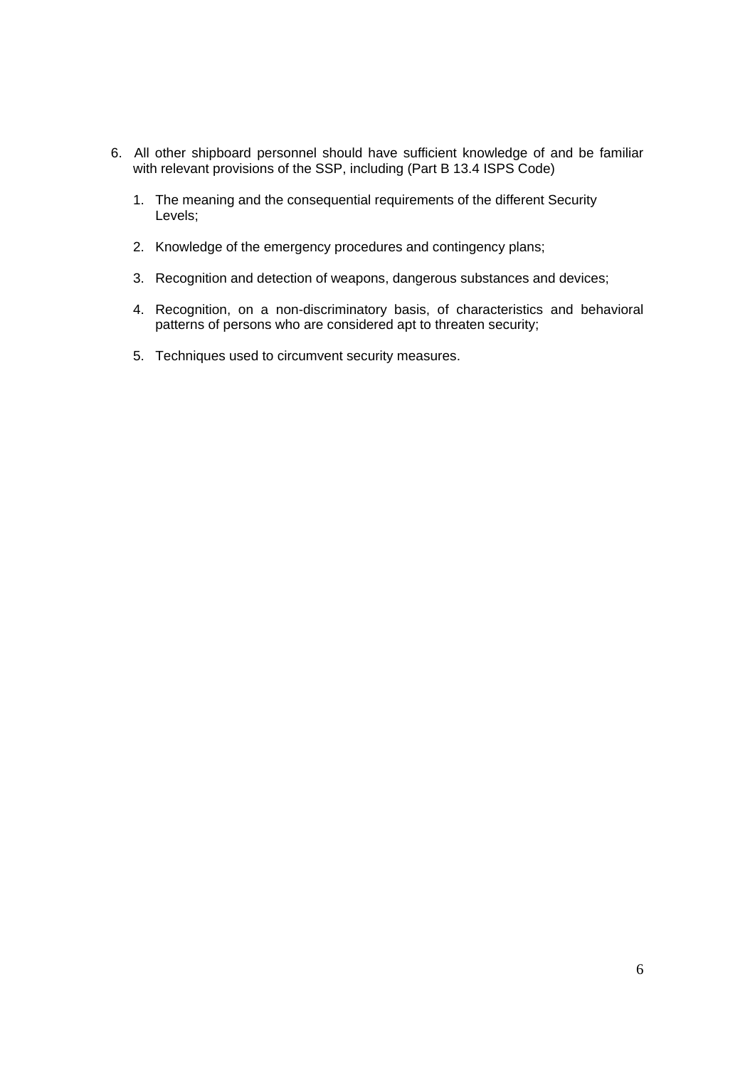6. All other shipboard personnel should have sufficient knowledge of and be familiar with relevant provisions of the SSP, including (Part B 13.4 ISPS Code)

    1. The meaning and the consequential requirements of the different Security Levels;

    2. Knowledge of the emergency procedures and contingency plans;

    3. Recognition and detection of weapons, dangerous substances and devices;

    4. Recognition, on a non-discriminatory basis, of characteristics and behavioral patterns of persons who are considered apt to threaten security;

    5. Techniques used to circumvent security measures.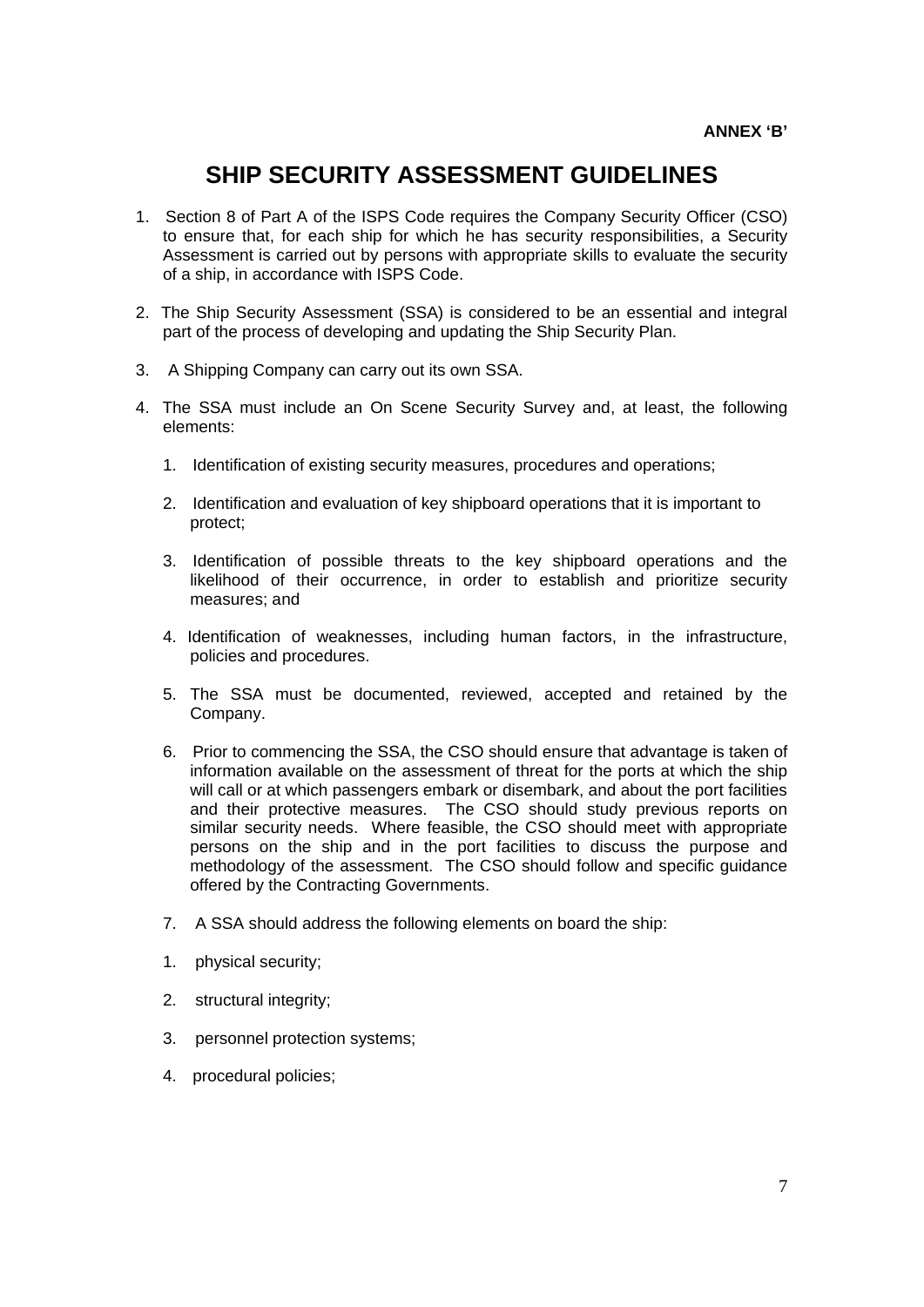**ANNEX 'B'**

# SHIP SECURITY ASSESSMENT GUIDELINES

1. Section 8 of Part A of the ISPS Code requires the Company Security Officer (CSO) to ensure that, for each ship for which he has security responsibilities, a Security Assessment is carried out by persons with appropriate skills to evaluate the security of a ship, in accordance with ISPS Code.

2. The Ship Security Assessment (SSA) is considered to be an essential and integral part of the process of developing and updating the Ship Security Plan.

3. A Shipping Company can carry out its own SSA.

4. The SSA must include an On Scene Security Survey and, at least, the following elements:

    1. Identification of existing security measures, procedures and operations;

    2. Identification and evaluation of key shipboard operations that it is important to protect;

    3. Identification of possible threats to the key shipboard operations and the likelihood of their occurrence, in order to establish and prioritize security measures; and

    4. Identification of weaknesses, including human factors, in the infrastructure, policies and procedures.

    5. The SSA must be documented, reviewed, accepted and retained by the Company.

    6. Prior to commencing the SSA, the CSO should ensure that advantage is taken of information available on the assessment of threat for the ports at which the ship will call or at which passengers embark or disembark, and about the port facilities and their protective measures. The CSO should study previous reports on similar security needs. Where feasible, the CSO should meet with appropriate persons on the ship and in the port facilities to discuss the purpose and methodology of the assessment. The CSO should follow and specific guidance offered by the Contracting Governments.

    7. A SSA should address the following elements on board the ship:

    1. physical security;

    2. structural integrity;

    3. personnel protection systems;

    4. procedural policies;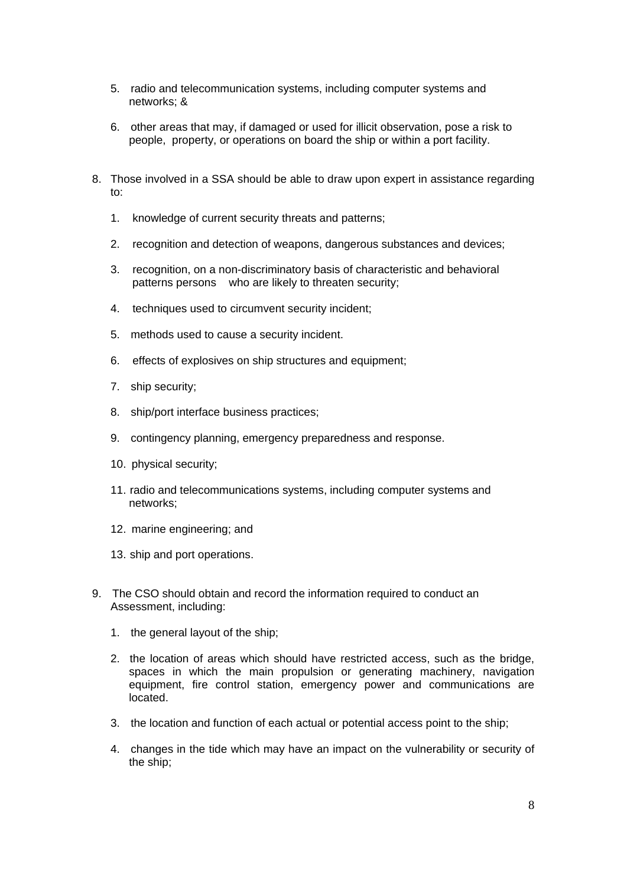5. radio and telecommunication systems, including computer systems and networks; &

6. other areas that may, if damaged or used for illicit observation, pose a risk to people, property, or operations on board the ship or within a port facility.

8. Those involved in a SSA should be able to draw upon expert in assistance regarding to:

   1. knowledge of current security threats and patterns;

   2. recognition and detection of weapons, dangerous substances and devices;

   3. recognition, on a non-discriminatory basis of characteristic and behavioral patterns persons who are likely to threaten security;

   4. techniques used to circumvent security incident;

   5. methods used to cause a security incident.

   6. effects of explosives on ship structures and equipment;

   7. ship security;

   8. ship/port interface business practices;

   9. contingency planning, emergency preparedness and response.

   10. physical security;

   11. radio and telecommunications systems, including computer systems and networks;

   12. marine engineering; and

   13. ship and port operations.

9. The CSO should obtain and record the information required to conduct an Assessment, including:

   1. the general layout of the ship;

   2. the location of areas which should have restricted access, such as the bridge, spaces in which the main propulsion or generating machinery, navigation equipment, fire control station, emergency power and communications are located.

   3. the location and function of each actual or potential access point to the ship;

   4. changes in the tide which may have an impact on the vulnerability or security of the ship;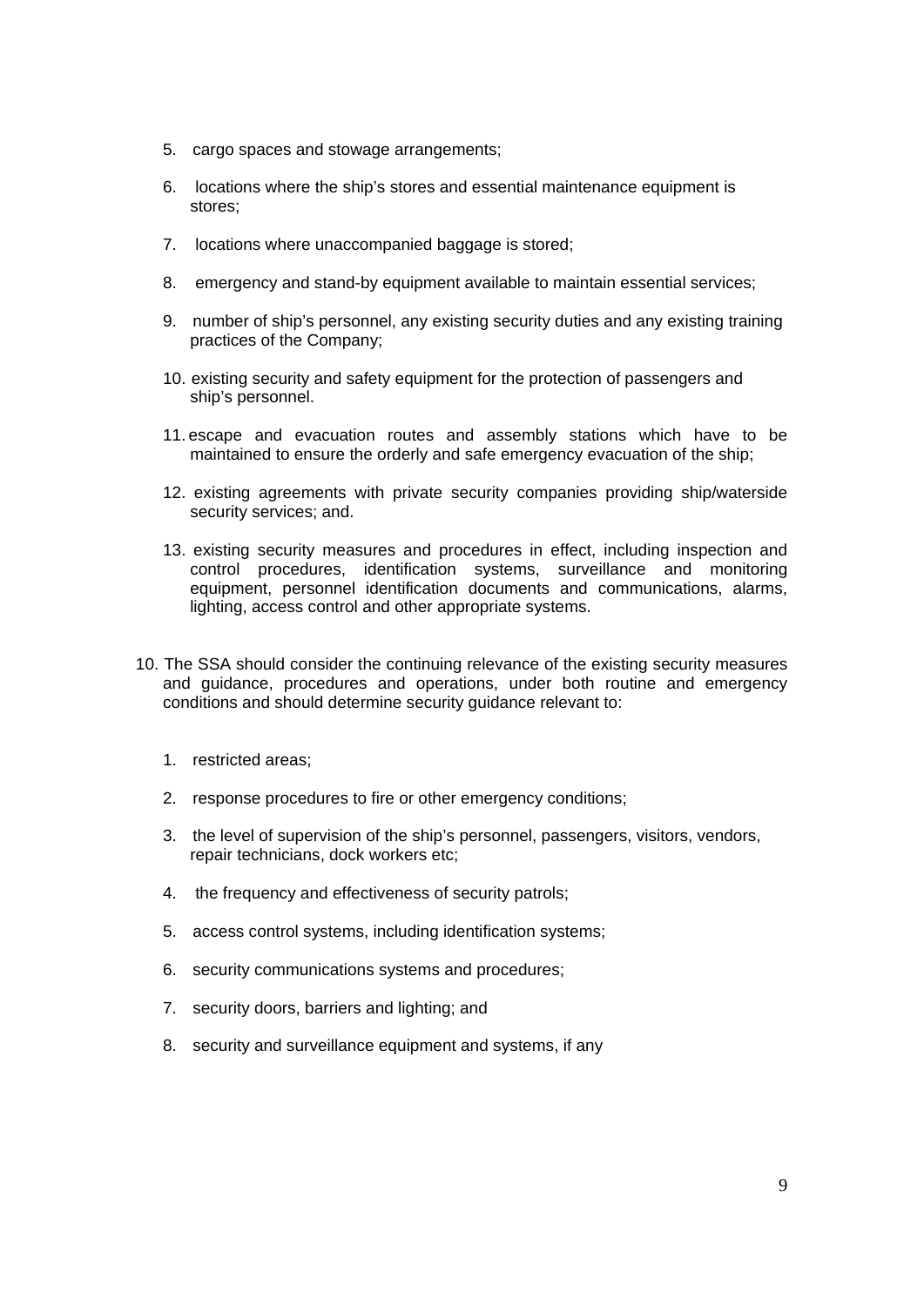5. cargo spaces and stowage arrangements;

6. locations where the ship's stores and essential maintenance equipment is stores;

7. locations where unaccompanied baggage is stored;

8. emergency and stand-by equipment available to maintain essential services;

9. number of ship's personnel, any existing security duties and any existing training practices of the Company;

10. existing security and safety equipment for the protection of passengers and ship's personnel.

11. escape and evacuation routes and assembly stations which have to be maintained to ensure the orderly and safe emergency evacuation of the ship;

12. existing agreements with private security companies providing ship/waterside security services; and.

13. existing security measures and procedures in effect, including inspection and control procedures, identification systems, surveillance and monitoring equipment, personnel identification documents and communications, alarms, lighting, access control and other appropriate systems.

10. The SSA should consider the continuing relevance of the existing security measures and guidance, procedures and operations, under both routine and emergency conditions and should determine security guidance relevant to:

    1. restricted areas;

    2. response procedures to fire or other emergency conditions;

    3. the level of supervision of the ship's personnel, passengers, visitors, vendors, repair technicians, dock workers etc;

    4. the frequency and effectiveness of security patrols;

    5. access control systems, including identification systems;

    6. security communications systems and procedures;

    7. security doors, barriers and lighting; and

    8. security and surveillance equipment and systems, if any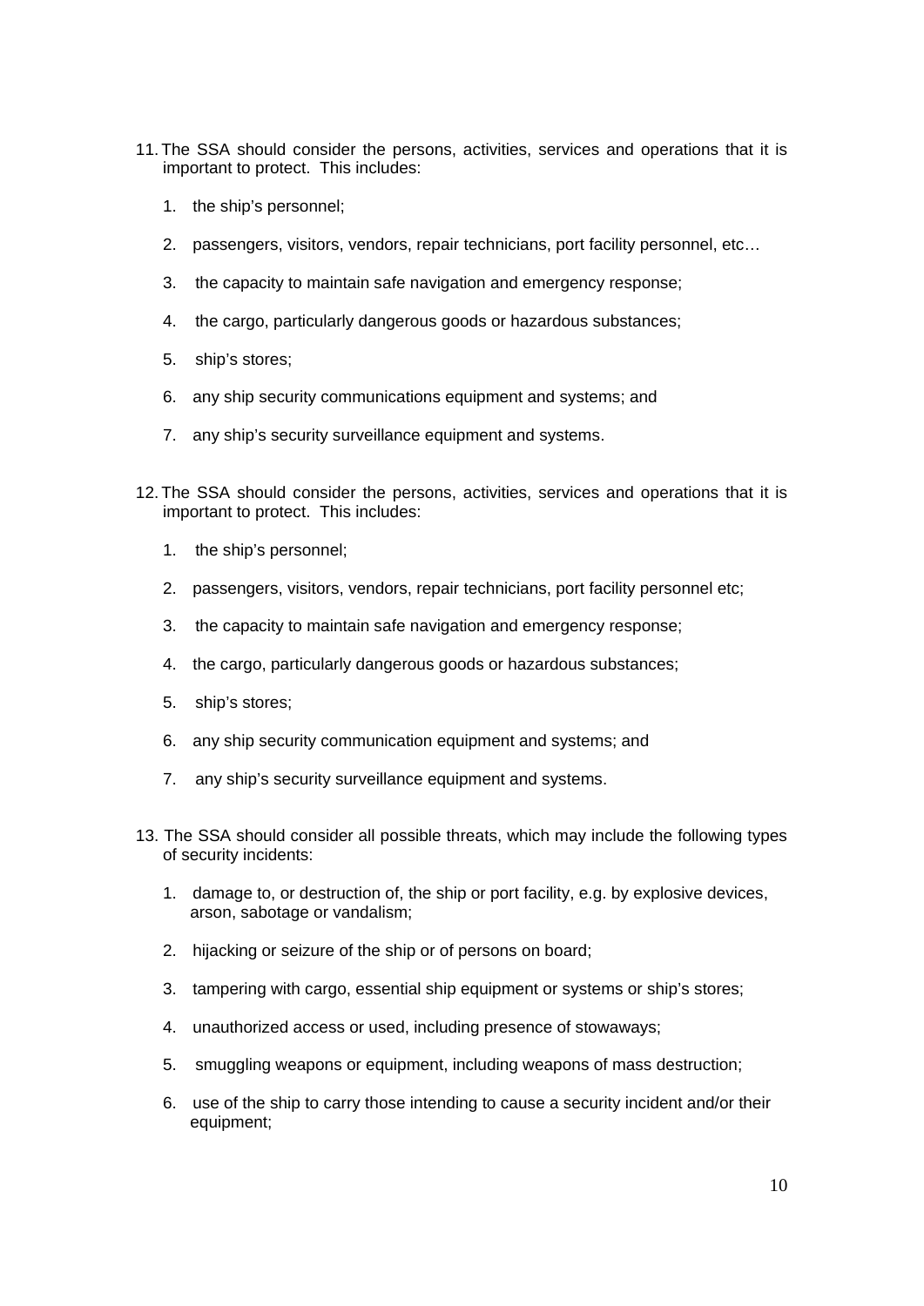11. The SSA should consider the persons, activities, services and operations that it is important to protect. This includes:

    1. the ship's personnel;

    2. passengers, visitors, vendors, repair technicians, port facility personnel, etc…

    3. the capacity to maintain safe navigation and emergency response;

    4. the cargo, particularly dangerous goods or hazardous substances;

    5. ship's stores;

    6. any ship security communications equipment and systems; and

    7. any ship's security surveillance equipment and systems.

12. The SSA should consider the persons, activities, services and operations that it is important to protect. This includes:

    1. the ship's personnel;

    2. passengers, visitors, vendors, repair technicians, port facility personnel etc;

    3. the capacity to maintain safe navigation and emergency response;

    4. the cargo, particularly dangerous goods or hazardous substances;

    5. ship's stores;

    6. any ship security communication equipment and systems; and

    7. any ship's security surveillance equipment and systems.

13. The SSA should consider all possible threats, which may include the following types of security incidents:

    1. damage to, or destruction of, the ship or port facility, e.g. by explosive devices, arson, sabotage or vandalism;

    2. hijacking or seizure of the ship or of persons on board;

    3. tampering with cargo, essential ship equipment or systems or ship's stores;

    4. unauthorized access or used, including presence of stowaways;

    5. smuggling weapons or equipment, including weapons of mass destruction;

    6. use of the ship to carry those intending to cause a security incident and/or their equipment;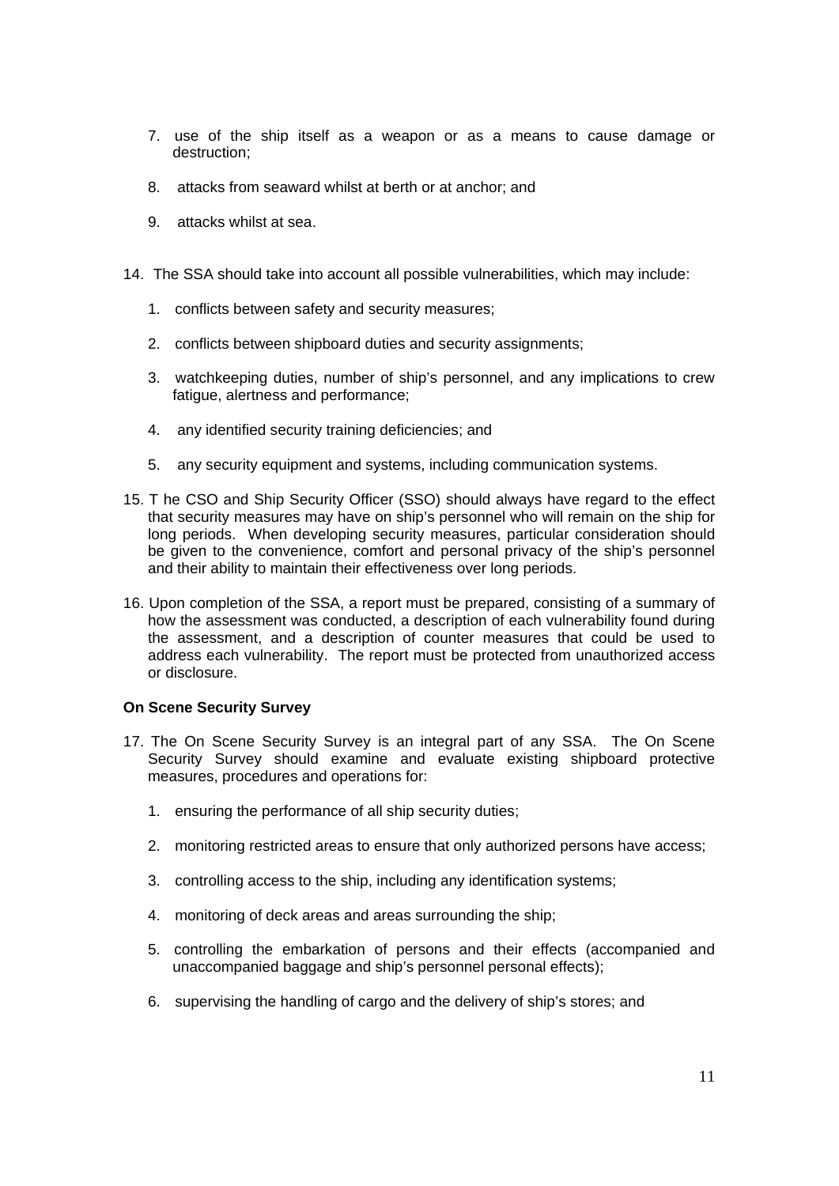7. use of the ship itself as a weapon or as a means to cause damage or destruction;

8. attacks from seaward whilst at berth or at anchor; and

9. attacks whilst at sea.

14. The SSA should take into account all possible vulnerabilities, which may include:

    1. conflicts between safety and security measures;

    2. conflicts between shipboard duties and security assignments;

    3. watchkeeping duties, number of ship's personnel, and any implications to crew fatigue, alertness and performance;

    4. any identified security training deficiencies; and

    5. any security equipment and systems, including communication systems.

15. T he CSO and Ship Security Officer (SSO) should always have regard to the effect that security measures may have on ship's personnel who will remain on the ship for long periods. When developing security measures, particular consideration should be given to the convenience, comfort and personal privacy of the ship's personnel and their ability to maintain their effectiveness over long periods.

16. Upon completion of the SSA, a report must be prepared, consisting of a summary of how the assessment was conducted, a description of each vulnerability found during the assessment, and a description of counter measures that could be used to address each vulnerability. The report must be protected from unauthorized access or disclosure.

**On Scene Security Survey**

17. The On Scene Security Survey is an integral part of any SSA. The On Scene Security Survey should examine and evaluate existing shipboard protective measures, procedures and operations for:

    1. ensuring the performance of all ship security duties;

    2. monitoring restricted areas to ensure that only authorized persons have access;

    3. controlling access to the ship, including any identification systems;

    4. monitoring of deck areas and areas surrounding the ship;

    5. controlling the embarkation of persons and their effects (accompanied and unaccompanied baggage and ship's personnel personal effects);

    6. supervising the handling of cargo and the delivery of ship's stores; and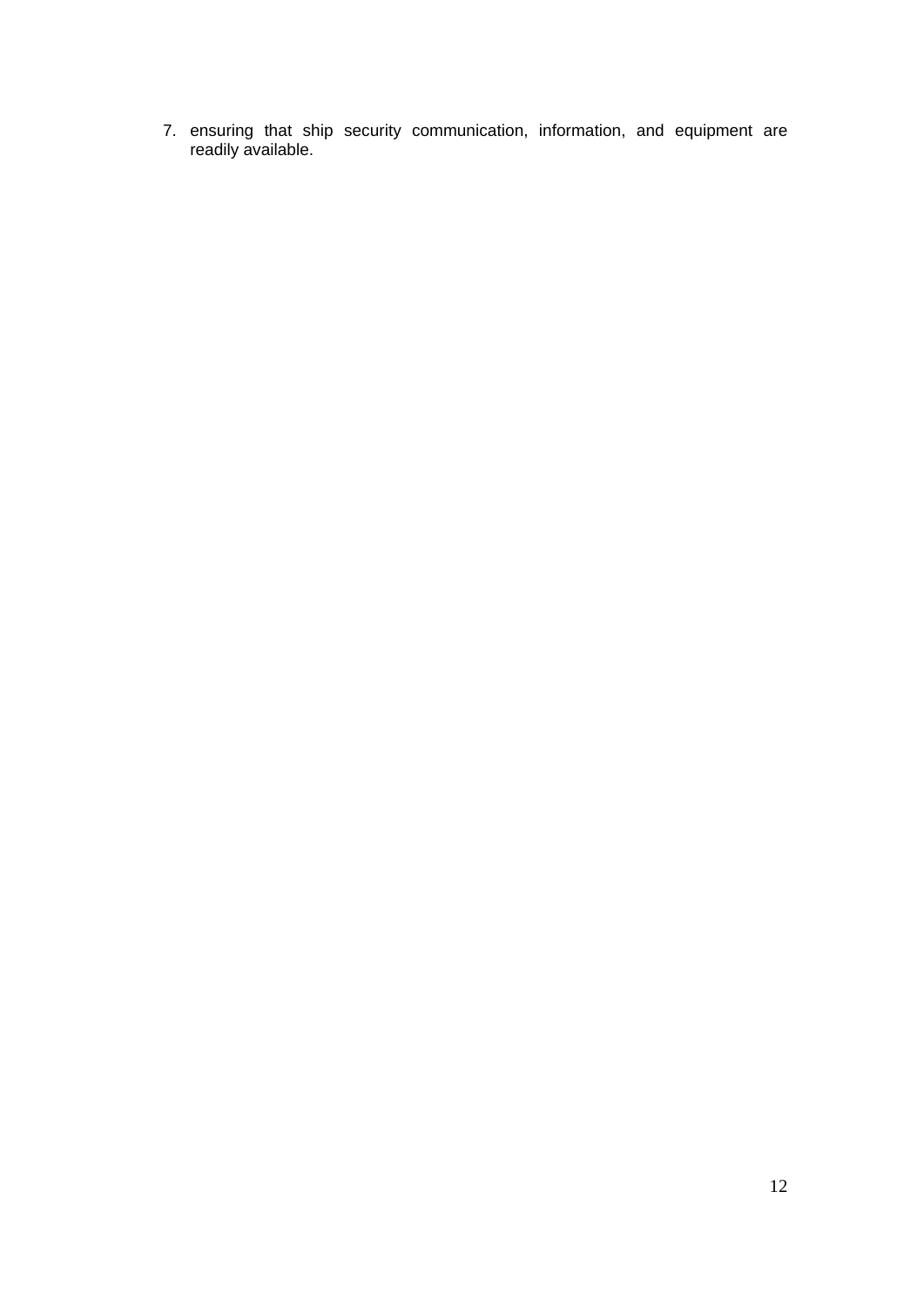7. ensuring that ship security communication, information, and equipment are readily available.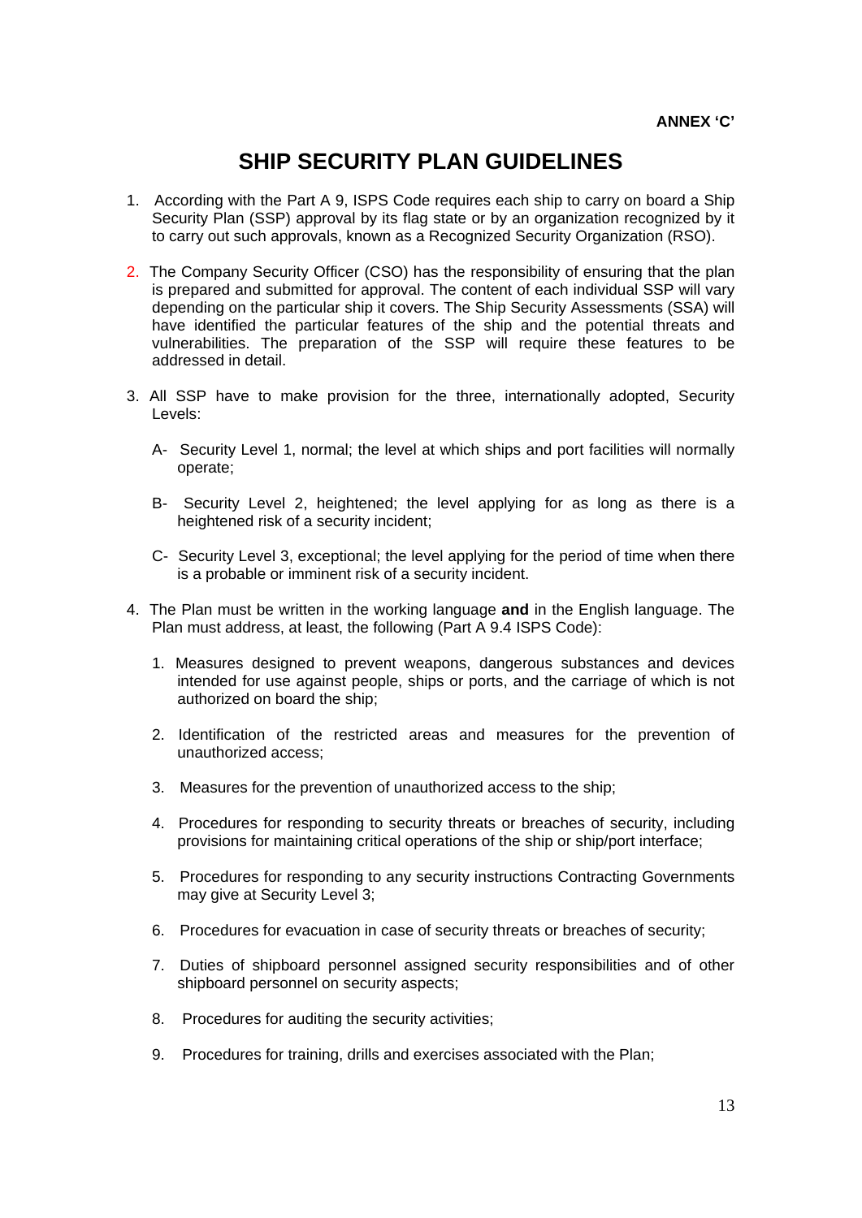**ANNEX 'C'**

# SHIP SECURITY PLAN GUIDELINES

1. According with the Part A 9, ISPS Code requires each ship to carry on board a Ship Security Plan (SSP) approval by its flag state or by an organization recognized by it to carry out such approvals, known as a Recognized Security Organization (RSO).

2. The Company Security Officer (CSO) has the responsibility of ensuring that the plan is prepared and submitted for approval. The content of each individual SSP will vary depending on the particular ship it covers. The Ship Security Assessments (SSA) will have identified the particular features of the ship and the potential threats and vulnerabilities. The preparation of the SSP will require these features to be addressed in detail.

3. All SSP have to make provision for the three, internationally adopted, Security Levels:

   A- Security Level 1, normal; the level at which ships and port facilities will normally operate;

   B- Security Level 2, heightened; the level applying for as long as there is a heightened risk of a security incident;

   C- Security Level 3, exceptional; the level applying for the period of time when there is a probable or imminent risk of a security incident.

4. The Plan must be written in the working language **and** in the English language. The Plan must address, at least, the following (Part A 9.4 ISPS Code):

   1. Measures designed to prevent weapons, dangerous substances and devices intended for use against people, ships or ports, and the carriage of which is not authorized on board the ship;

   2. Identification of the restricted areas and measures for the prevention of unauthorized access;

   3. Measures for the prevention of unauthorized access to the ship;

   4. Procedures for responding to security threats or breaches of security, including provisions for maintaining critical operations of the ship or ship/port interface;

   5. Procedures for responding to any security instructions Contracting Governments may give at Security Level 3;

   6. Procedures for evacuation in case of security threats or breaches of security;

   7. Duties of shipboard personnel assigned security responsibilities and of other shipboard personnel on security aspects;

   8. Procedures for auditing the security activities;

   9. Procedures for training, drills and exercises associated with the Plan;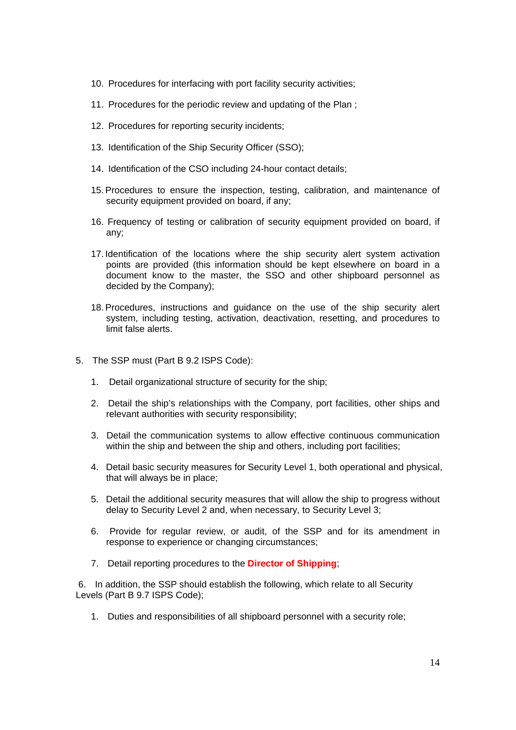10. Procedures for interfacing with port facility security activities;

11. Procedures for the periodic review and updating of the Plan ;

12. Procedures for reporting security incidents;

13. Identification of the Ship Security Officer (SSO);

14. Identification of the CSO including 24-hour contact details;

15. Procedures to ensure the inspection, testing, calibration, and maintenance of security equipment provided on board, if any;

16. Frequency of testing or calibration of security equipment provided on board, if any;

17. Identification of the locations where the ship security alert system activation points are provided (this information should be kept elsewhere on board in a document know to the master, the SSO and other shipboard personnel as decided by the Company);

18. Procedures, instructions and guidance on the use of the ship security alert system, including testing, activation, deactivation, resetting, and procedures to limit false alerts.

5. The SSP must (Part B 9.2 ISPS Code):

   1. Detail organizational structure of security for the ship;

   2. Detail the ship's relationships with the Company, port facilities, other ships and relevant authorities with security responsibility;

   3. Detail the communication systems to allow effective continuous communication within the ship and between the ship and others, including port facilities;

   4. Detail basic security measures for Security Level 1, both operational and physical, that will always be in place;

   5. Detail the additional security measures that will allow the ship to progress without delay to Security Level 2 and, when necessary, to Security Level 3;

   6. Provide for regular review, or audit, of the SSP and for its amendment in response to experience or changing circumstances;

   7. Detail reporting procedures to the **Director of Shipping**;

6. In addition, the SSP should establish the following, which relate to all Security Levels (Part B 9.7 ISPS Code);

   1. Duties and responsibilities of all shipboard personnel with a security role;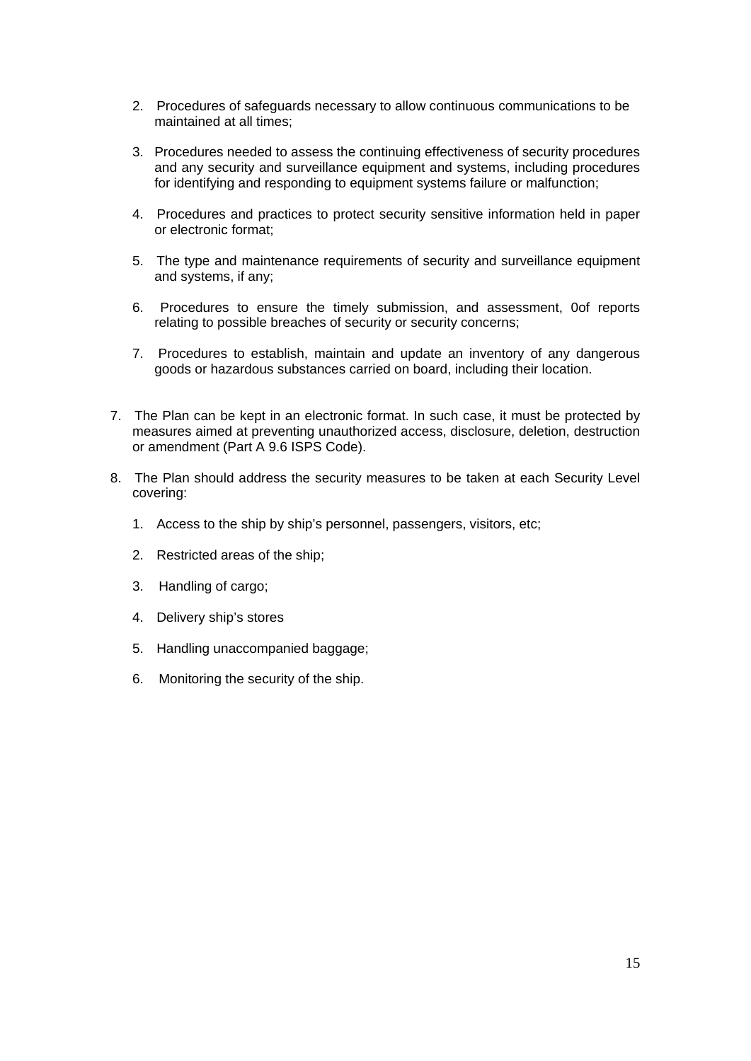2. Procedures of safeguards necessary to allow continuous communications to be maintained at all times;

3. Procedures needed to assess the continuing effectiveness of security procedures and any security and surveillance equipment and systems, including procedures for identifying and responding to equipment systems failure or malfunction;

4. Procedures and practices to protect security sensitive information held in paper or electronic format;

5. The type and maintenance requirements of security and surveillance equipment and systems, if any;

6. Procedures to ensure the timely submission, and assessment, 0of reports relating to possible breaches of security or security concerns;

7. Procedures to establish, maintain and update an inventory of any dangerous goods or hazardous substances carried on board, including their location.

7. The Plan can be kept in an electronic format. In such case, it must be protected by measures aimed at preventing unauthorized access, disclosure, deletion, destruction or amendment (Part A 9.6 ISPS Code).

8. The Plan should address the security measures to be taken at each Security Level covering:

   1. Access to the ship by ship's personnel, passengers, visitors, etc;

   2. Restricted areas of the ship;

   3. Handling of cargo;

   4. Delivery ship's stores

   5. Handling unaccompanied baggage;

   6. Monitoring the security of the ship.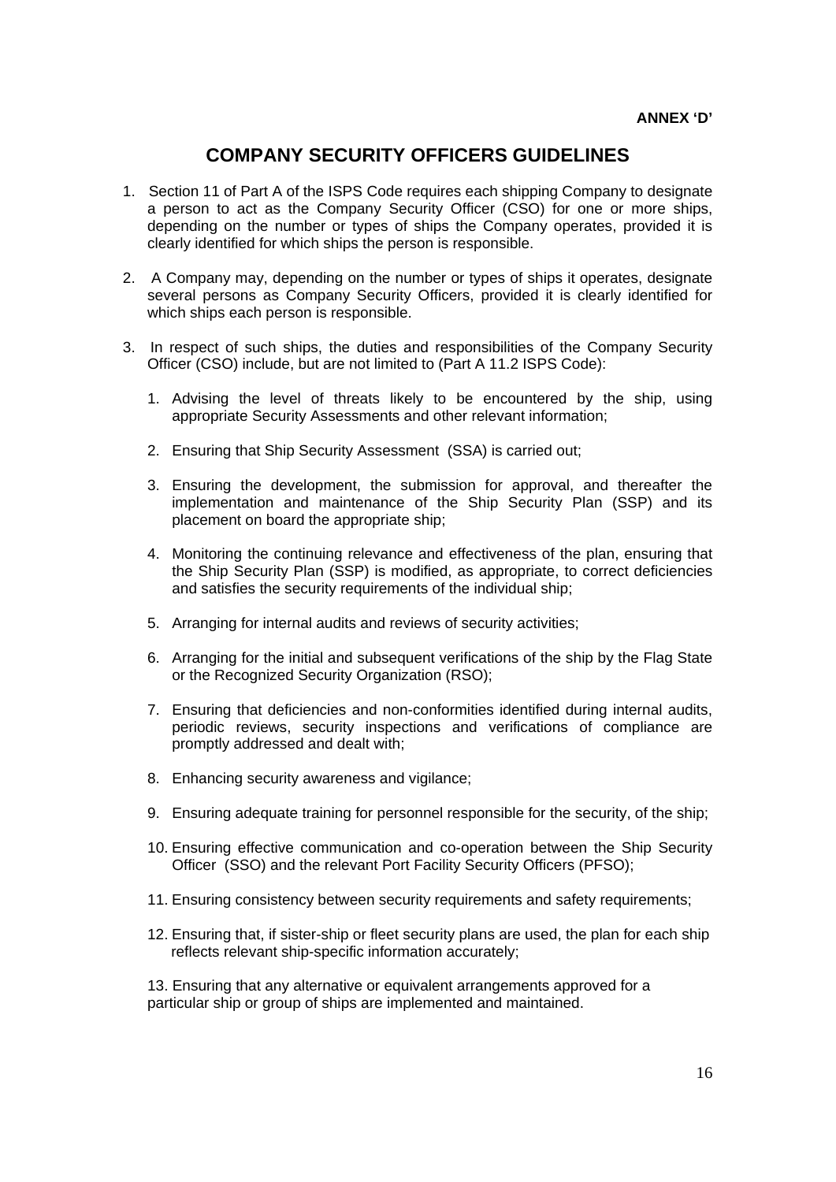**ANNEX 'D'**

# COMPANY SECURITY OFFICERS GUIDELINES

1. Section 11 of Part A of the ISPS Code requires each shipping Company to designate a person to act as the Company Security Officer (CSO) for one or more ships, depending on the number or types of ships the Company operates, provided it is clearly identified for which ships the person is responsible.

2. A Company may, depending on the number or types of ships it operates, designate several persons as Company Security Officers, provided it is clearly identified for which ships each person is responsible.

3. In respect of such ships, the duties and responsibilities of the Company Security Officer (CSO) include, but are not limited to (Part A 11.2 ISPS Code):

    1. Advising the level of threats likely to be encountered by the ship, using appropriate Security Assessments and other relevant information;

    2. Ensuring that Ship Security Assessment (SSA) is carried out;

    3. Ensuring the development, the submission for approval, and thereafter the implementation and maintenance of the Ship Security Plan (SSP) and its placement on board the appropriate ship;

    4. Monitoring the continuing relevance and effectiveness of the plan, ensuring that the Ship Security Plan (SSP) is modified, as appropriate, to correct deficiencies and satisfies the security requirements of the individual ship;

    5. Arranging for internal audits and reviews of security activities;

    6. Arranging for the initial and subsequent verifications of the ship by the Flag State or the Recognized Security Organization (RSO);

    7. Ensuring that deficiencies and non-conformities identified during internal audits, periodic reviews, security inspections and verifications of compliance are promptly addressed and dealt with;

    8. Enhancing security awareness and vigilance;

    9. Ensuring adequate training for personnel responsible for the security, of the ship;

    10. Ensuring effective communication and co-operation between the Ship Security Officer (SSO) and the relevant Port Facility Security Officers (PFSO);

    11. Ensuring consistency between security requirements and safety requirements;

    12. Ensuring that, if sister-ship or fleet security plans are used, the plan for each ship reflects relevant ship-specific information accurately;

    13. Ensuring that any alternative or equivalent arrangements approved for a particular ship or group of ships are implemented and maintained.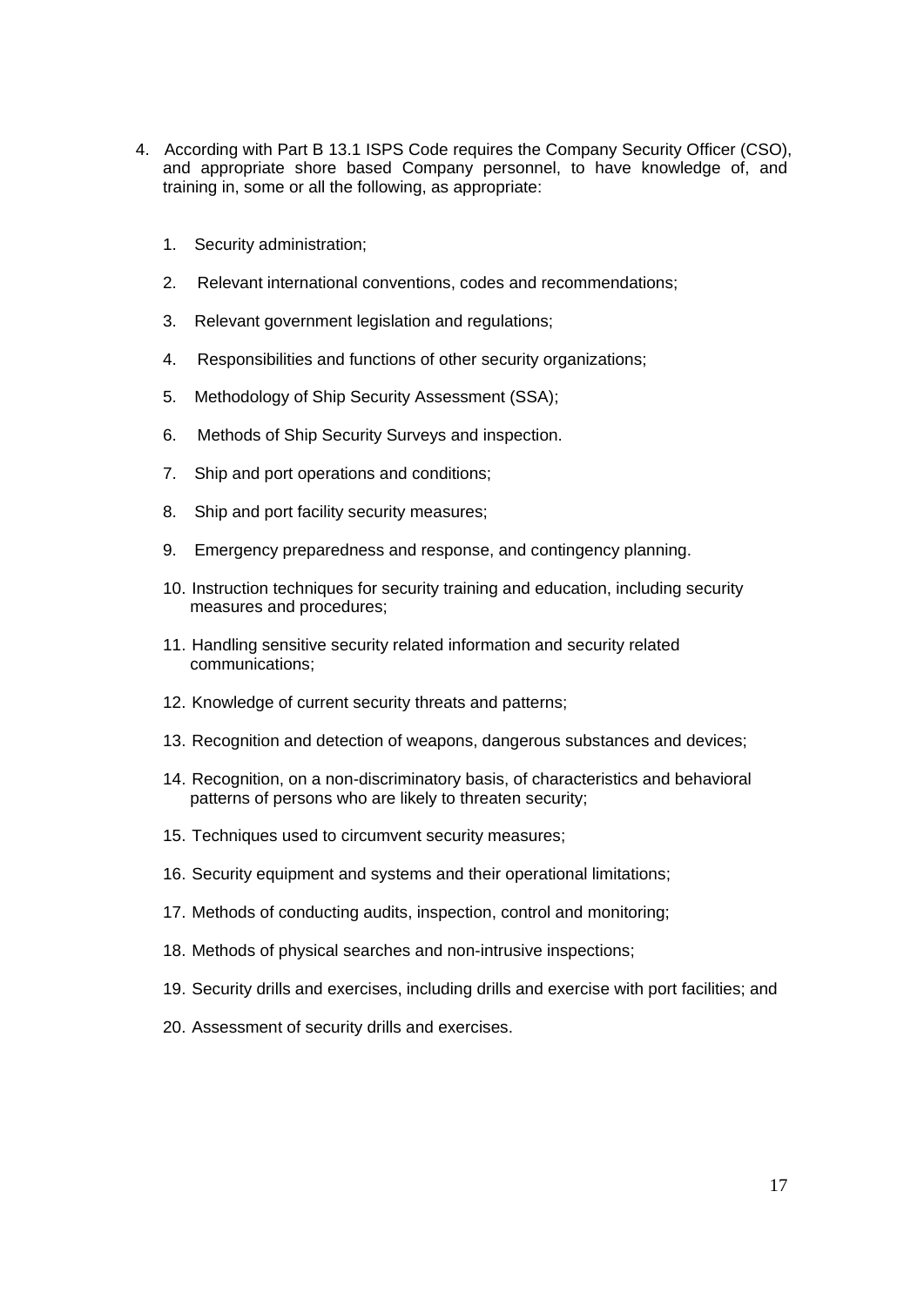4. According with Part B 13.1 ISPS Code requires the Company Security Officer (CSO), and appropriate shore based Company personnel, to have knowledge of, and training in, some or all the following, as appropriate:

   1. Security administration;
   2. Relevant international conventions, codes and recommendations;
   3. Relevant government legislation and regulations;
   4. Responsibilities and functions of other security organizations;
   5. Methodology of Ship Security Assessment (SSA);
   6. Methods of Ship Security Surveys and inspection.
   7. Ship and port operations and conditions;
   8. Ship and port facility security measures;
   9. Emergency preparedness and response, and contingency planning.
   10. Instruction techniques for security training and education, including security measures and procedures;
   11. Handling sensitive security related information and security related communications;
   12. Knowledge of current security threats and patterns;
   13. Recognition and detection of weapons, dangerous substances and devices;
   14. Recognition, on a non-discriminatory basis, of characteristics and behavioral patterns of persons who are likely to threaten security;
   15. Techniques used to circumvent security measures;
   16. Security equipment and systems and their operational limitations;
   17. Methods of conducting audits, inspection, control and monitoring;
   18. Methods of physical searches and non-intrusive inspections;
   19. Security drills and exercises, including drills and exercise with port facilities; and
   20. Assessment of security drills and exercises.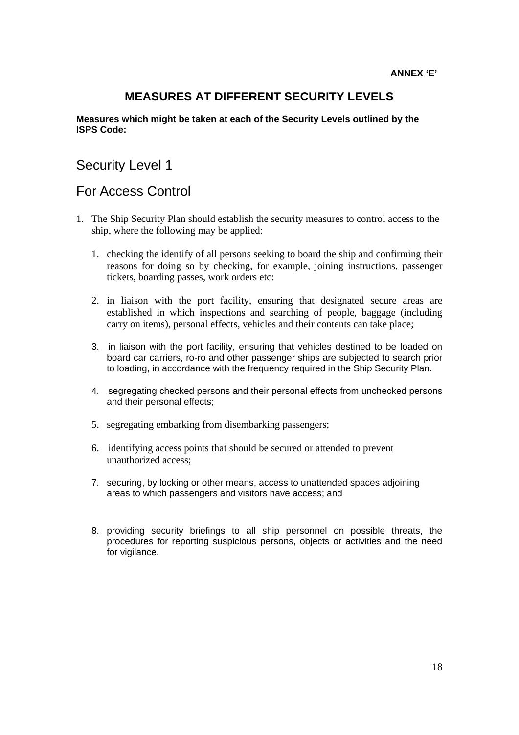**ANNEX 'E'**

# MEASURES AT DIFFERENT SECURITY LEVELS

**Measures which might be taken at each of the Security Levels outlined by the ISPS Code:**

## Security Level 1

## For Access Control

1. The Ship Security Plan should establish the security measures to control access to the ship, where the following may be applied:

    1. checking the identify of all persons seeking to board the ship and confirming their reasons for doing so by checking, for example, joining instructions, passenger tickets, boarding passes, work orders etc:

    2. in liaison with the port facility, ensuring that designated secure areas are established in which inspections and searching of people, baggage (including carry on items), personal effects, vehicles and their contents can take place;

    3. in liaison with the port facility, ensuring that vehicles destined to be loaded on board car carriers, ro-ro and other passenger ships are subjected to search prior to loading, in accordance with the frequency required in the Ship Security Plan.

    4. segregating checked persons and their personal effects from unchecked persons and their personal effects;

    5. segregating embarking from disembarking passengers;

    6. identifying access points that should be secured or attended to prevent unauthorized access;

    7. securing, by locking or other means, access to unattended spaces adjoining areas to which passengers and visitors have access; and

    8. providing security briefings to all ship personnel on possible threats, the procedures for reporting suspicious persons, objects or activities and the need for vigilance.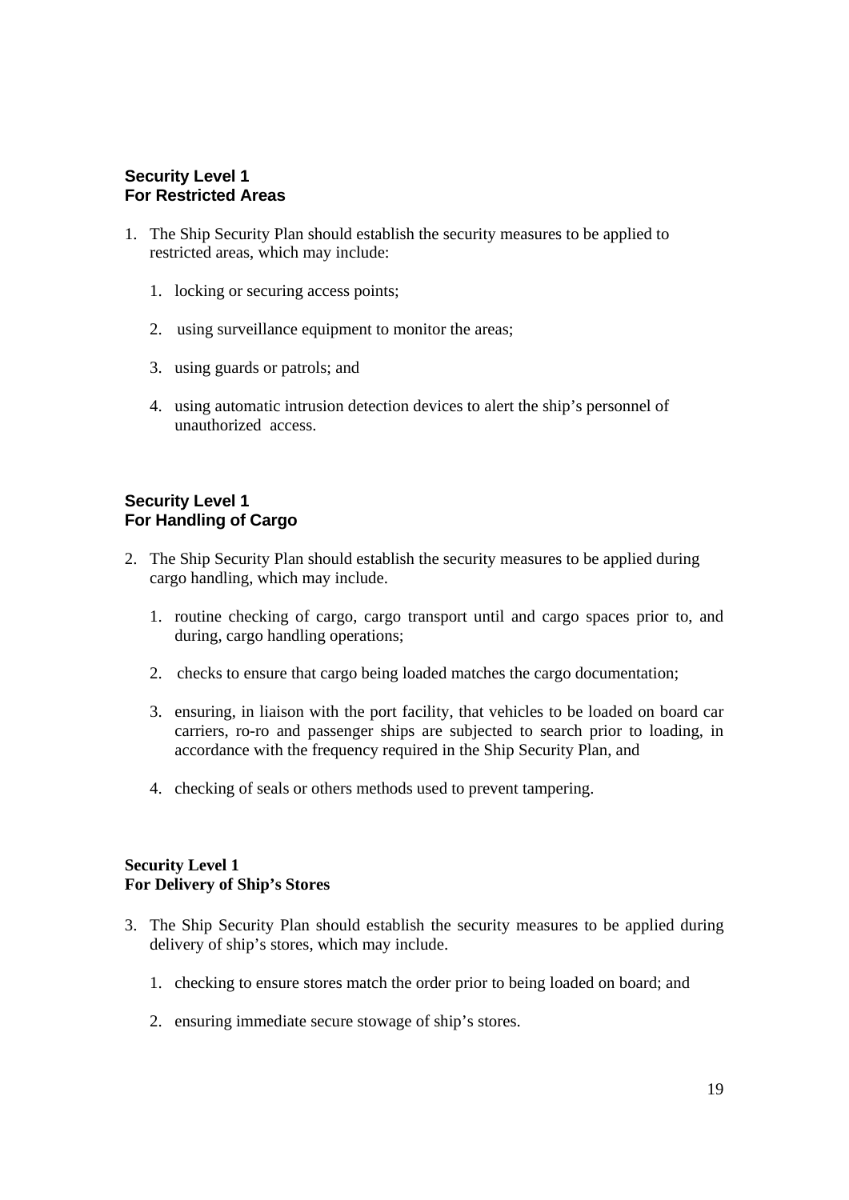**Security Level 1**
**For Restricted Areas**

1. The Ship Security Plan should establish the security measures to be applied to restricted areas, which may include:

    1. locking or securing access points;

    2. using surveillance equipment to monitor the areas;

    3. using guards or patrols; and

    4. using automatic intrusion detection devices to alert the ship's personnel of unauthorized access.

**Security Level 1**
**For Handling of Cargo**

2. The Ship Security Plan should establish the security measures to be applied during cargo handling, which may include.

    1. routine checking of cargo, cargo transport until and cargo spaces prior to, and during, cargo handling operations;

    2. checks to ensure that cargo being loaded matches the cargo documentation;

    3. ensuring, in liaison with the port facility, that vehicles to be loaded on board car carriers, ro-ro and passenger ships are subjected to search prior to loading, in accordance with the frequency required in the Ship Security Plan, and

    4. checking of seals or others methods used to prevent tampering.

**Security Level 1**
**For Delivery of Ship's Stores**

3. The Ship Security Plan should establish the security measures to be applied during delivery of ship's stores, which may include.

    1. checking to ensure stores match the order prior to being loaded on board; and

    2. ensuring immediate secure stowage of ship's stores.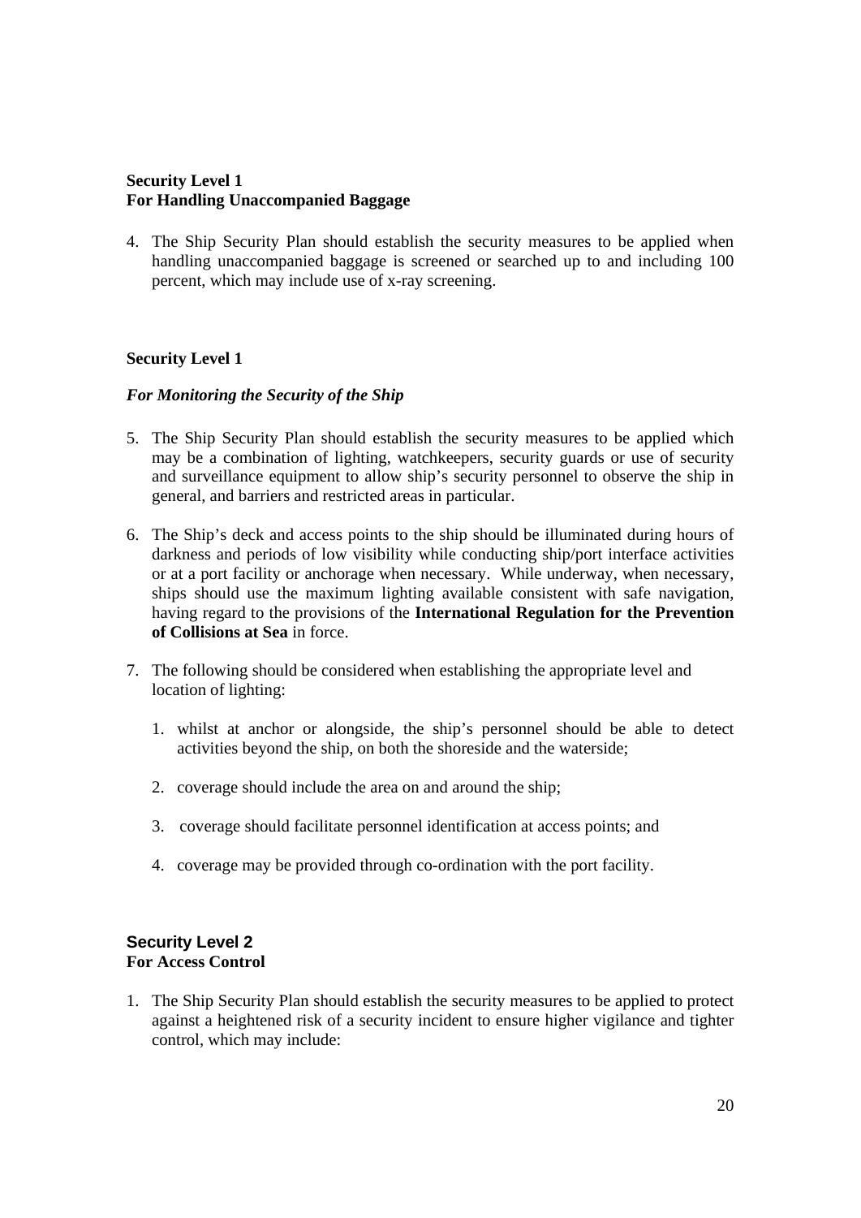**Security Level 1**
**For Handling Unaccompanied Baggage**

4. The Ship Security Plan should establish the security measures to be applied when handling unaccompanied baggage is screened or searched up to and including 100 percent, which may include use of x-ray screening.

**Security Level 1**

***For Monitoring the Security of the Ship***

5. The Ship Security Plan should establish the security measures to be applied which may be a combination of lighting, watchkeepers, security guards or use of security and surveillance equipment to allow ship's security personnel to observe the ship in general, and barriers and restricted areas in particular.

6. The Ship's deck and access points to the ship should be illuminated during hours of darkness and periods of low visibility while conducting ship/port interface activities or at a port facility or anchorage when necessary. While underway, when necessary, ships should use the maximum lighting available consistent with safe navigation, having regard to the provisions of the **International Regulation for the Prevention of Collisions at Sea** in force.

7. The following should be considered when establishing the appropriate level and location of lighting:

    1. whilst at anchor or alongside, the ship's personnel should be able to detect activities beyond the ship, on both the shoreside and the waterside;

    2. coverage should include the area on and around the ship;

    3. coverage should facilitate personnel identification at access points; and

    4. coverage may be provided through co-ordination with the port facility.

**Security Level 2**
**For Access Control**

1. The Ship Security Plan should establish the security measures to be applied to protect against a heightened risk of a security incident to ensure higher vigilance and tighter control, which may include: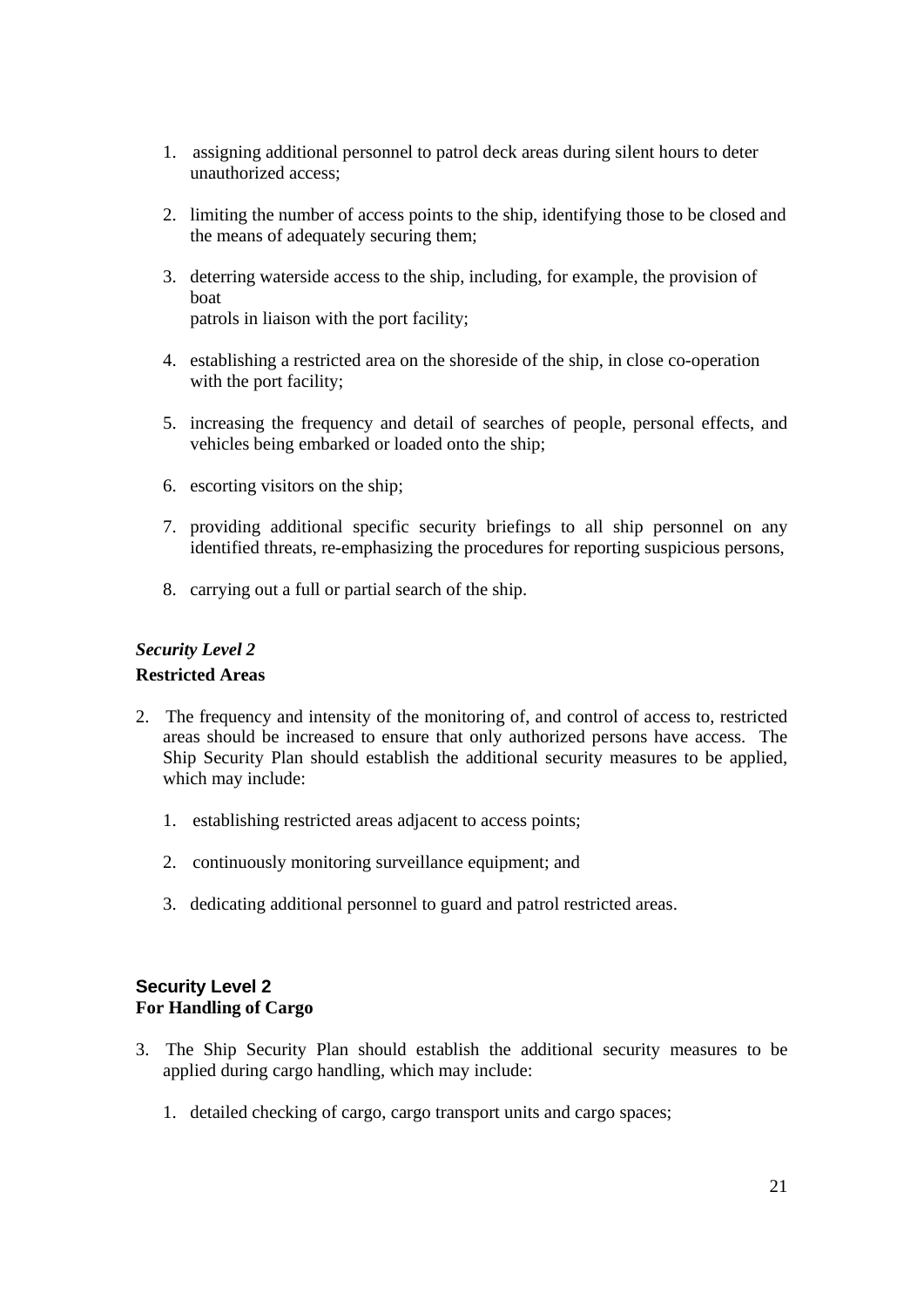1. assigning additional personnel to patrol deck areas during silent hours to deter unauthorized access;

2. limiting the number of access points to the ship, identifying those to be closed and the means of adequately securing them;

3. deterring waterside access to the ship, including, for example, the provision of boat
   patrols in liaison with the port facility;

4. establishing a restricted area on the shoreside of the ship, in close co-operation with the port facility;

5. increasing the frequency and detail of searches of people, personal effects, and vehicles being embarked or loaded onto the ship;

6. escorting visitors on the ship;

7. providing additional specific security briefings to all ship personnel on any identified threats, re-emphasizing the procedures for reporting suspicious persons,

8. carrying out a full or partial search of the ship.

***Security Level 2***

**Restricted Areas**

2. The frequency and intensity of the monitoring of, and control of access to, restricted areas should be increased to ensure that only authorized persons have access. The Ship Security Plan should establish the additional security measures to be applied, which may include:

   1. establishing restricted areas adjacent to access points;

   2. continuously monitoring surveillance equipment; and

   3. dedicating additional personnel to guard and patrol restricted areas.

**Security Level 2**

**For Handling of Cargo**

3. The Ship Security Plan should establish the additional security measures to be applied during cargo handling, which may include:

   1. detailed checking of cargo, cargo transport units and cargo spaces;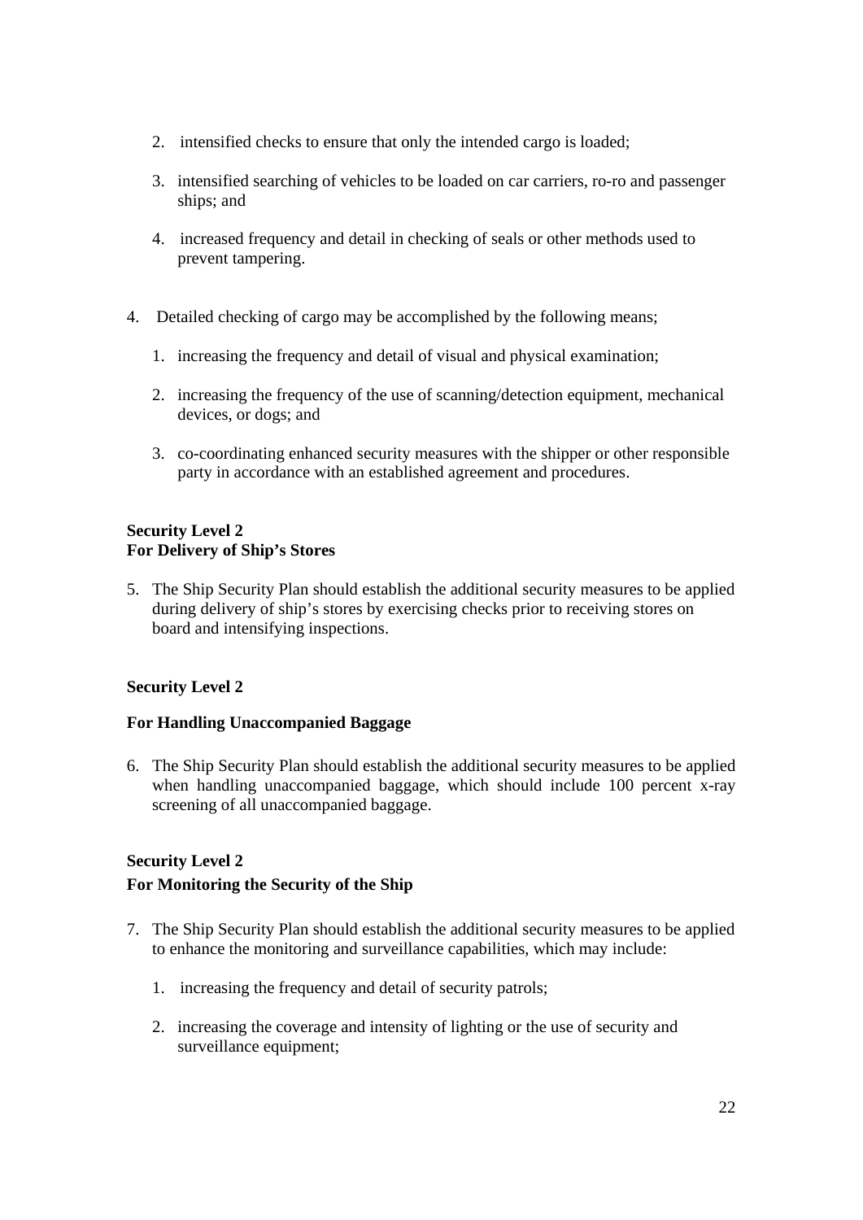2. intensified checks to ensure that only the intended cargo is loaded;

   3. intensified searching of vehicles to be loaded on car carriers, ro-ro and passenger ships; and

   4. increased frequency and detail in checking of seals or other methods used to prevent tampering.

4. Detailed checking of cargo may be accomplished by the following means;

   1. increasing the frequency and detail of visual and physical examination;

   2. increasing the frequency of the use of scanning/detection equipment, mechanical devices, or dogs; and

   3. co-coordinating enhanced security measures with the shipper or other responsible party in accordance with an established agreement and procedures.

**Security Level 2**
**For Delivery of Ship's Stores**

5. The Ship Security Plan should establish the additional security measures to be applied during delivery of ship's stores by exercising checks prior to receiving stores on board and intensifying inspections.

**Security Level 2**

**For Handling Unaccompanied Baggage**

6. The Ship Security Plan should establish the additional security measures to be applied when handling unaccompanied baggage, which should include 100 percent x-ray screening of all unaccompanied baggage.

**Security Level 2**
**For Monitoring the Security of the Ship**

7. The Ship Security Plan should establish the additional security measures to be applied to enhance the monitoring and surveillance capabilities, which may include:

   1. increasing the frequency and detail of security patrols;

   2. increasing the coverage and intensity of lighting or the use of security and surveillance equipment;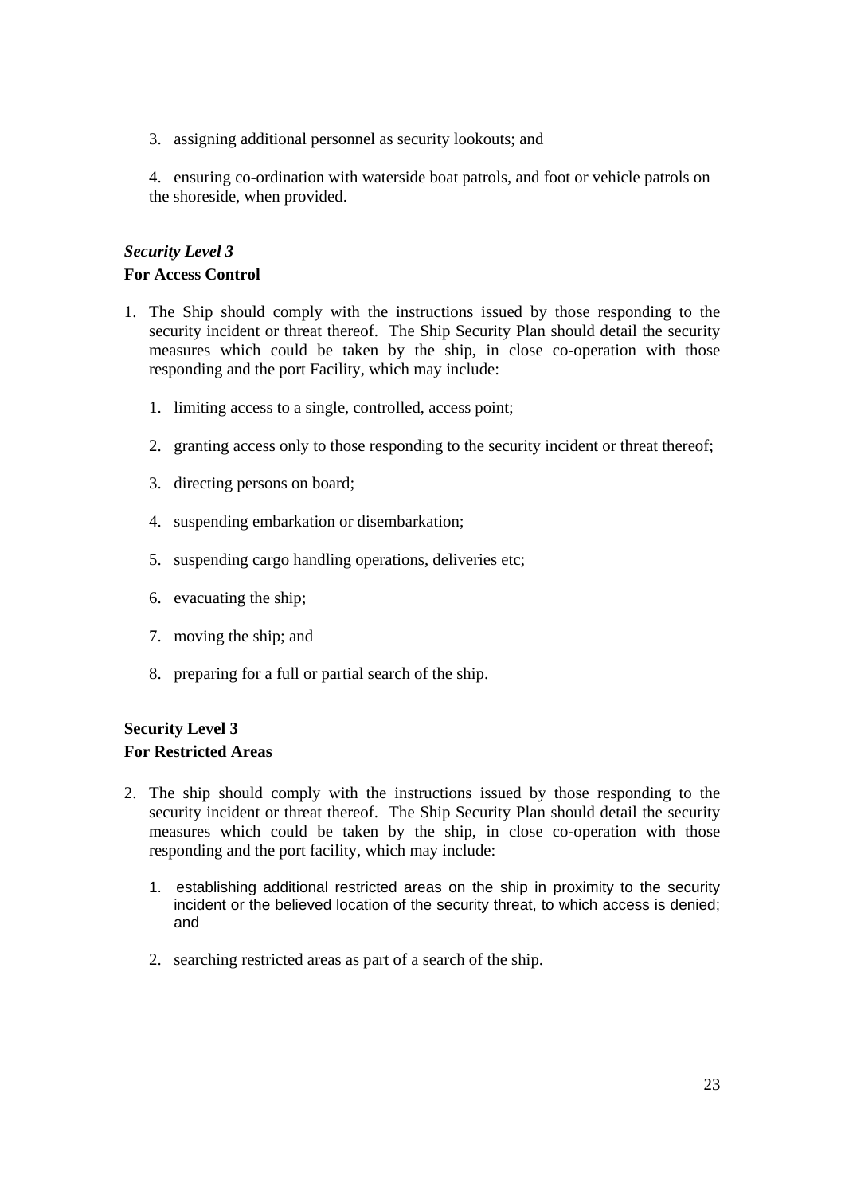3. assigning additional personnel as security lookouts; and

4. ensuring co-ordination with waterside boat patrols, and foot or vehicle patrols on the shoreside, when provided.

***Security Level 3***

**For Access Control**

1. The Ship should comply with the instructions issued by those responding to the security incident or threat thereof. The Ship Security Plan should detail the security measures which could be taken by the ship, in close co-operation with those responding and the port Facility, which may include:

    1. limiting access to a single, controlled, access point;

    2. granting access only to those responding to the security incident or threat thereof;

    3. directing persons on board;

    4. suspending embarkation or disembarkation;

    5. suspending cargo handling operations, deliveries etc;

    6. evacuating the ship;

    7. moving the ship; and

    8. preparing for a full or partial search of the ship.

**Security Level 3**

**For Restricted Areas**

2. The ship should comply with the instructions issued by those responding to the security incident or threat thereof. The Ship Security Plan should detail the security measures which could be taken by the ship, in close co-operation with those responding and the port facility, which may include:

    1. establishing additional restricted areas on the ship in proximity to the security incident or the believed location of the security threat, to which access is denied; and

    2. searching restricted areas as part of a search of the ship.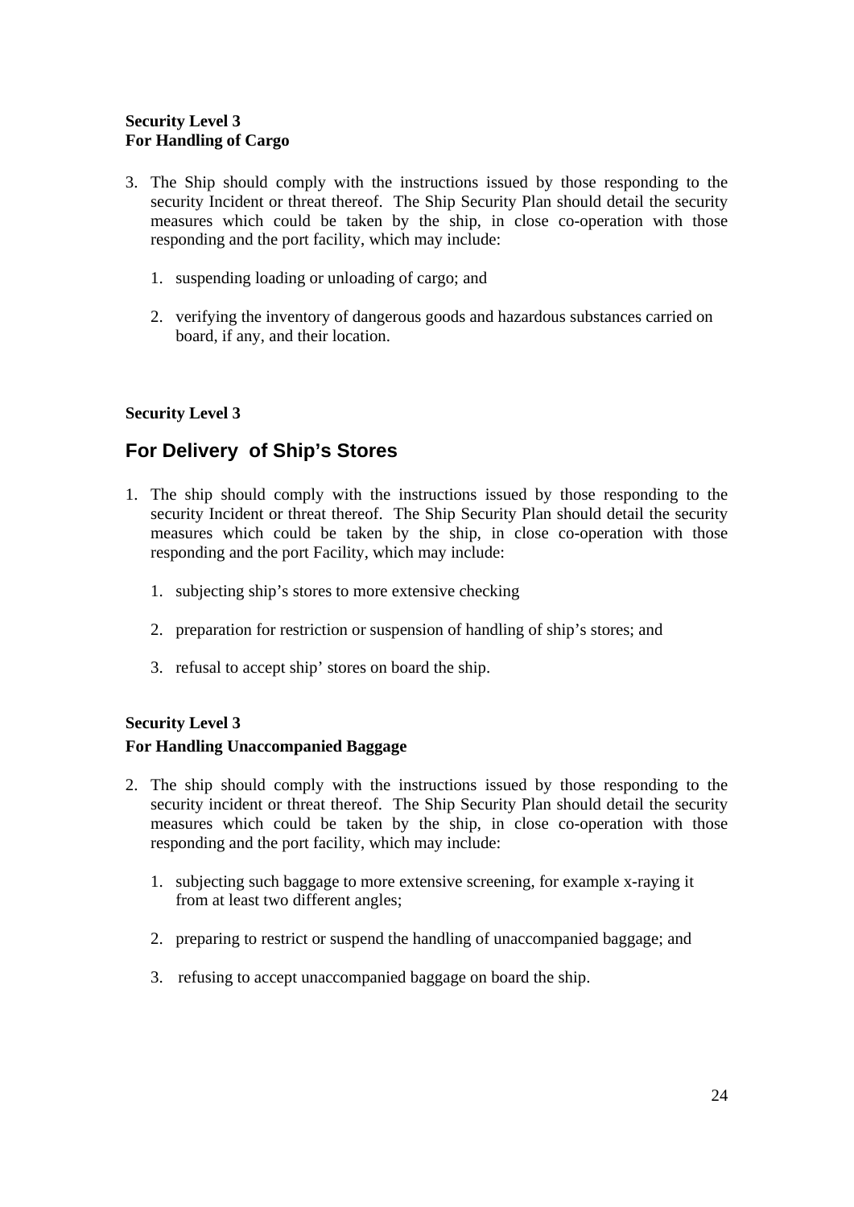**Security Level 3**
**For Handling of Cargo**

3. The Ship should comply with the instructions issued by those responding to the security Incident or threat thereof. The Ship Security Plan should detail the security measures which could be taken by the ship, in close co-operation with those responding and the port facility, which may include:

    1. suspending loading or unloading of cargo; and

    2. verifying the inventory of dangerous goods and hazardous substances carried on board, if any, and their location.

**Security Level 3**

## For Delivery of Ship's Stores

1. The ship should comply with the instructions issued by those responding to the security Incident or threat thereof. The Ship Security Plan should detail the security measures which could be taken by the ship, in close co-operation with those responding and the port Facility, which may include:

    1. subjecting ship's stores to more extensive checking

    2. preparation for restriction or suspension of handling of ship's stores; and

    3. refusal to accept ship' stores on board the ship.

**Security Level 3**

**For Handling Unaccompanied Baggage**

2. The ship should comply with the instructions issued by those responding to the security incident or threat thereof. The Ship Security Plan should detail the security measures which could be taken by the ship, in close co-operation with those responding and the port facility, which may include:

    1. subjecting such baggage to more extensive screening, for example x-raying it from at least two different angles;

    2. preparing to restrict or suspend the handling of unaccompanied baggage; and

    3. refusing to accept unaccompanied baggage on board the ship.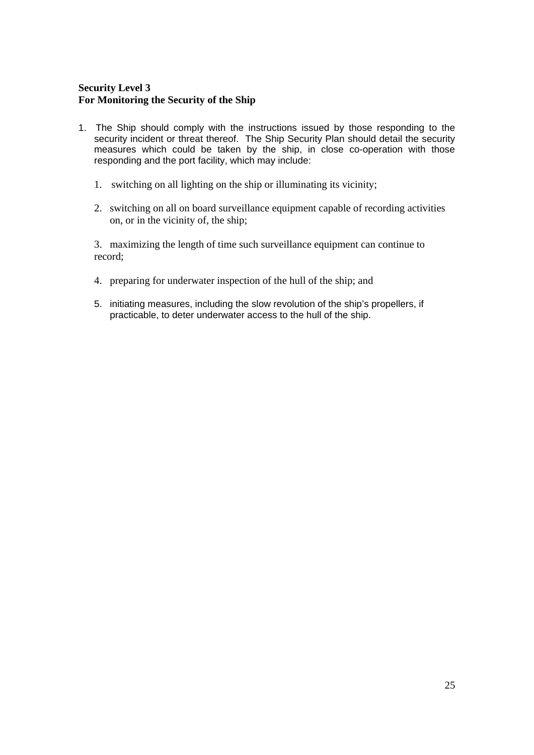**Security Level 3**
**For Monitoring the Security of the Ship**

1. The Ship should comply with the instructions issued by those responding to the security incident or threat thereof. The Ship Security Plan should detail the security measures which could be taken by the ship, in close co-operation with those responding and the port facility, which may include:

    1. switching on all lighting on the ship or illuminating its vicinity;

    2. switching on all on board surveillance equipment capable of recording activities on, or in the vicinity of, the ship;

    3. maximizing the length of time such surveillance equipment can continue to record;

    4. preparing for underwater inspection of the hull of the ship; and

    5. initiating measures, including the slow revolution of the ship's propellers, if practicable, to deter underwater access to the hull of the ship.